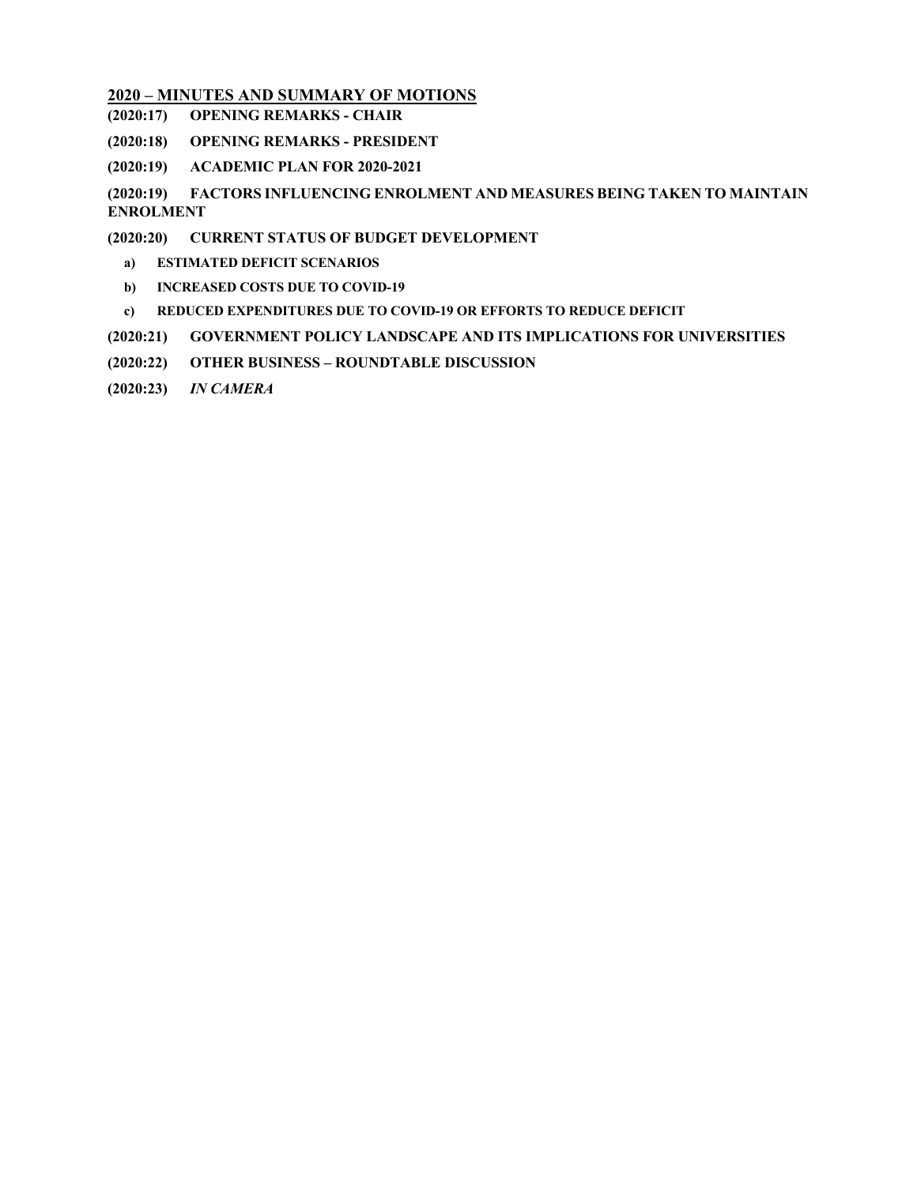## 2020 – MINUTES AND SUMMARY OF MOTIONS

**(2020:17) OPENING REMARKS - CHAIR**

**(2020:18) OPENING REMARKS - PRESIDENT**

**(2020:19) ACADEMIC PLAN FOR 2020-2021**

**(2020:19) FACTORS INFLUENCING ENROLMENT AND MEASURES BEING TAKEN TO MAINTAIN ENROLMENT**

**(2020:20) CURRENT STATUS OF BUDGET DEVELOPMENT**

- **a) ESTIMATED DEFICIT SCENARIOS**
- **b) INCREASED COSTS DUE TO COVID-19**
- **c) REDUCED EXPENDITURES DUE TO COVID-19 OR EFFORTS TO REDUCE DEFICIT**

**(2020:21) GOVERNMENT POLICY LANDSCAPE AND ITS IMPLICATIONS FOR UNIVERSITIES**

**(2020:22) OTHER BUSINESS – ROUNDTABLE DISCUSSION**

**(2020:23) *IN CAMERA***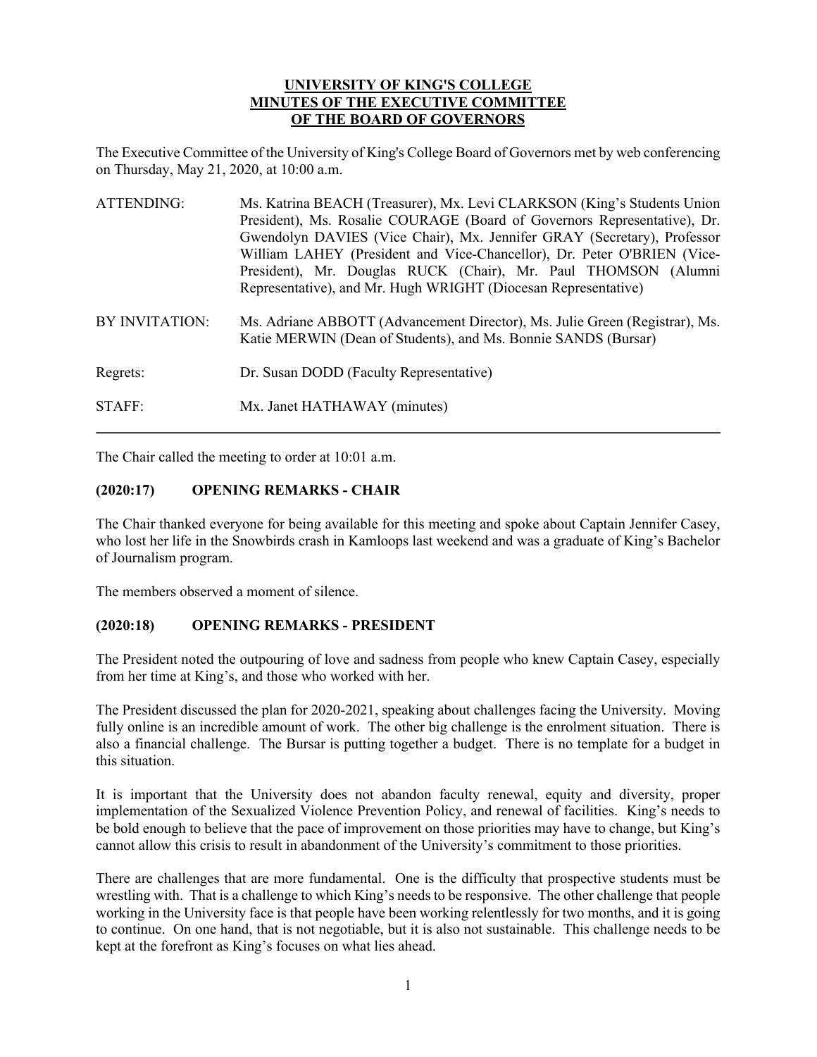**UNIVERSITY OF KING'S COLLEGE**
**MINUTES OF THE EXECUTIVE COMMITTEE**
**OF THE BOARD OF GOVERNORS**

The Executive Committee of the University of King's College Board of Governors met by web conferencing on Thursday, May 21, 2020, at 10:00 a.m.

| | |
|---|---|
| ATTENDING: | Ms. Katrina BEACH (Treasurer), Mx. Levi CLARKSON (King's Students Union President), Ms. Rosalie COURAGE (Board of Governors Representative), Dr. Gwendolyn DAVIES (Vice Chair), Mx. Jennifer GRAY (Secretary), Professor William LAHEY (President and Vice-Chancellor), Dr. Peter O'BRIEN (Vice-President), Mr. Douglas RUCK (Chair), Mr. Paul THOMSON (Alumni Representative), and Mr. Hugh WRIGHT (Diocesan Representative) |
| BY INVITATION: | Ms. Adriane ABBOTT (Advancement Director), Ms. Julie Green (Registrar), Ms. Katie MERWIN (Dean of Students), and Ms. Bonnie SANDS (Bursar) |
| Regrets: | Dr. Susan DODD (Faculty Representative) |
| STAFF: | Mx. Janet HATHAWAY (minutes) |

The Chair called the meeting to order at 10:01 a.m.

## (2020:17) OPENING REMARKS - CHAIR

The Chair thanked everyone for being available for this meeting and spoke about Captain Jennifer Casey, who lost her life in the Snowbirds crash in Kamloops last weekend and was a graduate of King's Bachelor of Journalism program.

The members observed a moment of silence.

## (2020:18) OPENING REMARKS - PRESIDENT

The President noted the outpouring of love and sadness from people who knew Captain Casey, especially from her time at King's, and those who worked with her.

The President discussed the plan for 2020-2021, speaking about challenges facing the University. Moving fully online is an incredible amount of work. The other big challenge is the enrolment situation. There is also a financial challenge. The Bursar is putting together a budget. There is no template for a budget in this situation.

It is important that the University does not abandon faculty renewal, equity and diversity, proper implementation of the Sexualized Violence Prevention Policy, and renewal of facilities. King's needs to be bold enough to believe that the pace of improvement on those priorities may have to change, but King's cannot allow this crisis to result in abandonment of the University's commitment to those priorities.

There are challenges that are more fundamental. One is the difficulty that prospective students must be wrestling with. That is a challenge to which King's needs to be responsive. The other challenge that people working in the University face is that people have been working relentlessly for two months, and it is going to continue. On one hand, that is not negotiable, but it is also not sustainable. This challenge needs to be kept at the forefront as King's focuses on what lies ahead.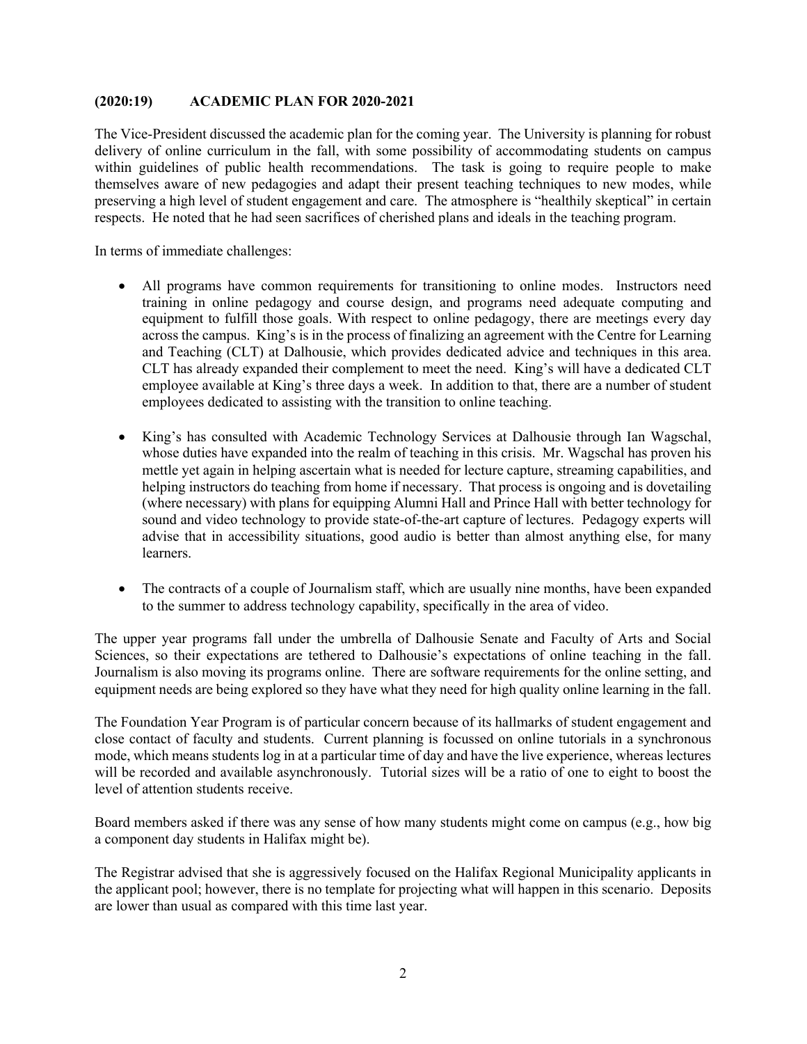**(2020:19) ACADEMIC PLAN FOR 2020-2021**

The Vice-President discussed the academic plan for the coming year. The University is planning for robust delivery of online curriculum in the fall, with some possibility of accommodating students on campus within guidelines of public health recommendations. The task is going to require people to make themselves aware of new pedagogies and adapt their present teaching techniques to new modes, while preserving a high level of student engagement and care. The atmosphere is "healthily skeptical" in certain respects. He noted that he had seen sacrifices of cherished plans and ideals in the teaching program.

In terms of immediate challenges:

- All programs have common requirements for transitioning to online modes. Instructors need training in online pedagogy and course design, and programs need adequate computing and equipment to fulfill those goals. With respect to online pedagogy, there are meetings every day across the campus. King's is in the process of finalizing an agreement with the Centre for Learning and Teaching (CLT) at Dalhousie, which provides dedicated advice and techniques in this area. CLT has already expanded their complement to meet the need. King's will have a dedicated CLT employee available at King's three days a week. In addition to that, there are a number of student employees dedicated to assisting with the transition to online teaching.

- King's has consulted with Academic Technology Services at Dalhousie through Ian Wagschal, whose duties have expanded into the realm of teaching in this crisis. Mr. Wagschal has proven his mettle yet again in helping ascertain what is needed for lecture capture, streaming capabilities, and helping instructors do teaching from home if necessary. That process is ongoing and is dovetailing (where necessary) with plans for equipping Alumni Hall and Prince Hall with better technology for sound and video technology to provide state-of-the-art capture of lectures. Pedagogy experts will advise that in accessibility situations, good audio is better than almost anything else, for many learners.

- The contracts of a couple of Journalism staff, which are usually nine months, have been expanded to the summer to address technology capability, specifically in the area of video.

The upper year programs fall under the umbrella of Dalhousie Senate and Faculty of Arts and Social Sciences, so their expectations are tethered to Dalhousie's expectations of online teaching in the fall. Journalism is also moving its programs online. There are software requirements for the online setting, and equipment needs are being explored so they have what they need for high quality online learning in the fall.

The Foundation Year Program is of particular concern because of its hallmarks of student engagement and close contact of faculty and students. Current planning is focussed on online tutorials in a synchronous mode, which means students log in at a particular time of day and have the live experience, whereas lectures will be recorded and available asynchronously. Tutorial sizes will be a ratio of one to eight to boost the level of attention students receive.

Board members asked if there was any sense of how many students might come on campus (e.g., how big a component day students in Halifax might be).

The Registrar advised that she is aggressively focused on the Halifax Regional Municipality applicants in the applicant pool; however, there is no template for projecting what will happen in this scenario. Deposits are lower than usual as compared with this time last year.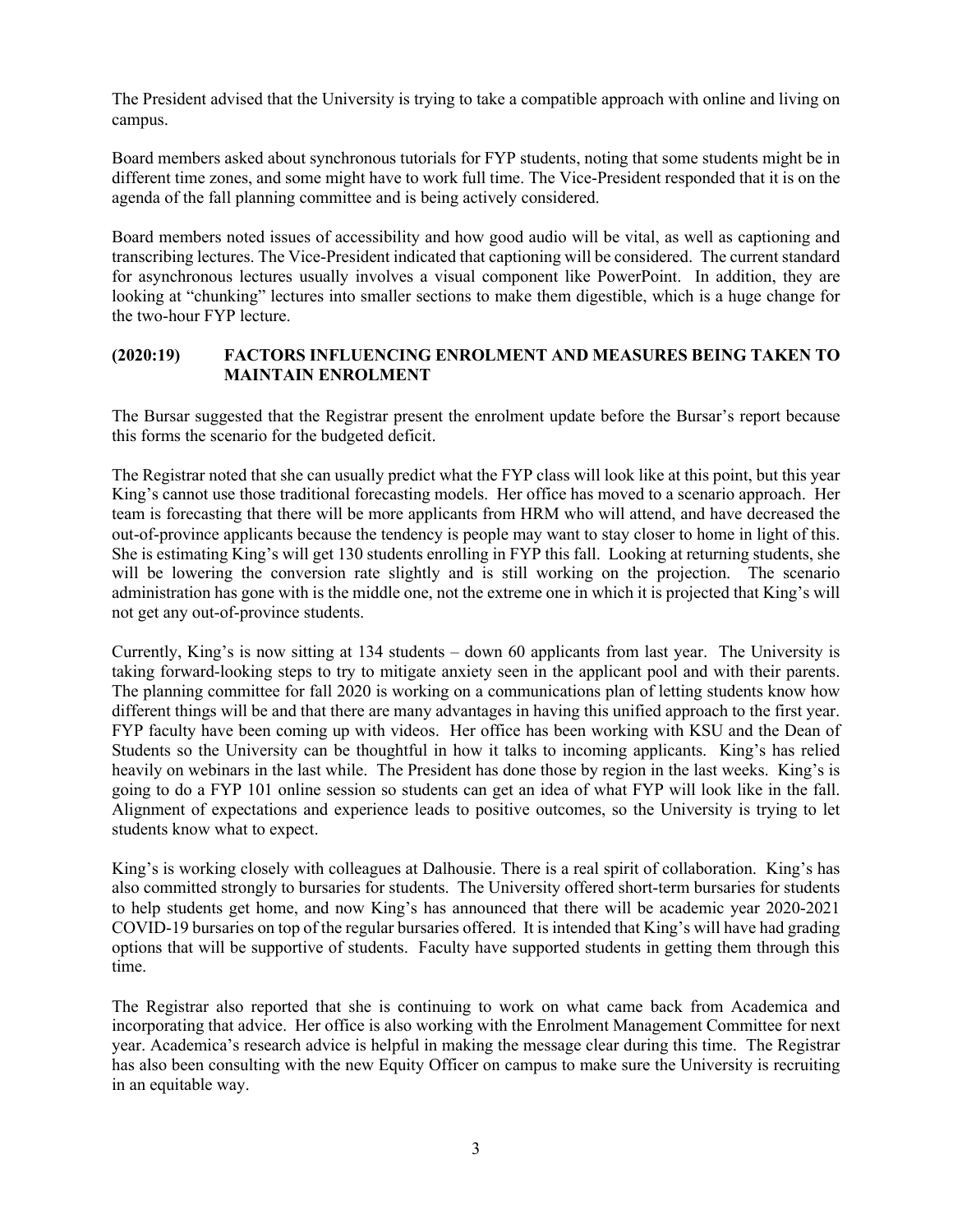The President advised that the University is trying to take a compatible approach with online and living on campus.

Board members asked about synchronous tutorials for FYP students, noting that some students might be in different time zones, and some might have to work full time. The Vice-President responded that it is on the agenda of the fall planning committee and is being actively considered.

Board members noted issues of accessibility and how good audio will be vital, as well as captioning and transcribing lectures. The Vice-President indicated that captioning will be considered. The current standard for asynchronous lectures usually involves a visual component like PowerPoint. In addition, they are looking at "chunking" lectures into smaller sections to make them digestible, which is a huge change for the two-hour FYP lecture.

### (2020:19) FACTORS INFLUENCING ENROLMENT AND MEASURES BEING TAKEN TO MAINTAIN ENROLMENT

The Bursar suggested that the Registrar present the enrolment update before the Bursar's report because this forms the scenario for the budgeted deficit.

The Registrar noted that she can usually predict what the FYP class will look like at this point, but this year King's cannot use those traditional forecasting models. Her office has moved to a scenario approach. Her team is forecasting that there will be more applicants from HRM who will attend, and have decreased the out-of-province applicants because the tendency is people may want to stay closer to home in light of this. She is estimating King's will get 130 students enrolling in FYP this fall. Looking at returning students, she will be lowering the conversion rate slightly and is still working on the projection. The scenario administration has gone with is the middle one, not the extreme one in which it is projected that King's will not get any out-of-province students.

Currently, King's is now sitting at 134 students – down 60 applicants from last year. The University is taking forward-looking steps to try to mitigate anxiety seen in the applicant pool and with their parents. The planning committee for fall 2020 is working on a communications plan of letting students know how different things will be and that there are many advantages in having this unified approach to the first year. FYP faculty have been coming up with videos. Her office has been working with KSU and the Dean of Students so the University can be thoughtful in how it talks to incoming applicants. King's has relied heavily on webinars in the last while. The President has done those by region in the last weeks. King's is going to do a FYP 101 online session so students can get an idea of what FYP will look like in the fall. Alignment of expectations and experience leads to positive outcomes, so the University is trying to let students know what to expect.

King's is working closely with colleagues at Dalhousie. There is a real spirit of collaboration. King's has also committed strongly to bursaries for students. The University offered short-term bursaries for students to help students get home, and now King's has announced that there will be academic year 2020-2021 COVID-19 bursaries on top of the regular bursaries offered. It is intended that King's will have had grading options that will be supportive of students. Faculty have supported students in getting them through this time.

The Registrar also reported that she is continuing to work on what came back from Academica and incorporating that advice. Her office is also working with the Enrolment Management Committee for next year. Academica's research advice is helpful in making the message clear during this time. The Registrar has also been consulting with the new Equity Officer on campus to make sure the University is recruiting in an equitable way.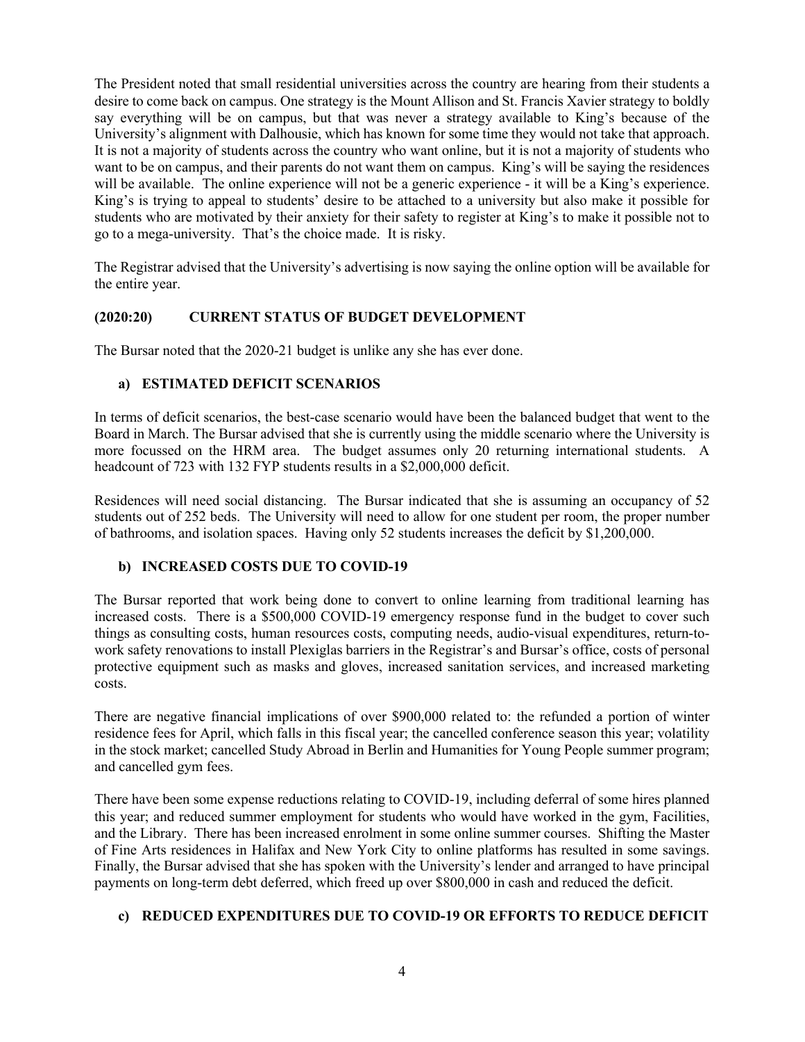The President noted that small residential universities across the country are hearing from their students a desire to come back on campus. One strategy is the Mount Allison and St. Francis Xavier strategy to boldly say everything will be on campus, but that was never a strategy available to King's because of the University's alignment with Dalhousie, which has known for some time they would not take that approach. It is not a majority of students across the country who want online, but it is not a majority of students who want to be on campus, and their parents do not want them on campus. King's will be saying the residences will be available. The online experience will not be a generic experience - it will be a King's experience. King's is trying to appeal to students' desire to be attached to a university but also make it possible for students who are motivated by their anxiety for their safety to register at King's to make it possible not to go to a mega-university. That's the choice made. It is risky.

The Registrar advised that the University's advertising is now saying the online option will be available for the entire year.

### (2020:20) CURRENT STATUS OF BUDGET DEVELOPMENT

The Bursar noted that the 2020-21 budget is unlike any she has ever done.

#### a) ESTIMATED DEFICIT SCENARIOS

In terms of deficit scenarios, the best-case scenario would have been the balanced budget that went to the Board in March. The Bursar advised that she is currently using the middle scenario where the University is more focussed on the HRM area. The budget assumes only 20 returning international students. A headcount of 723 with 132 FYP students results in a $2,000,000 deficit.

Residences will need social distancing. The Bursar indicated that she is assuming an occupancy of 52 students out of 252 beds. The University will need to allow for one student per room, the proper number of bathrooms, and isolation spaces. Having only 52 students increases the deficit by $1,200,000.

#### b) INCREASED COSTS DUE TO COVID-19

The Bursar reported that work being done to convert to online learning from traditional learning has increased costs. There is a $500,000 COVID-19 emergency response fund in the budget to cover such things as consulting costs, human resources costs, computing needs, audio-visual expenditures, return-to-work safety renovations to install Plexiglas barriers in the Registrar's and Bursar's office, costs of personal protective equipment such as masks and gloves, increased sanitation services, and increased marketing costs.

There are negative financial implications of over $900,000 related to: the refunded a portion of winter residence fees for April, which falls in this fiscal year; the cancelled conference season this year; volatility in the stock market; cancelled Study Abroad in Berlin and Humanities for Young People summer program; and cancelled gym fees.

There have been some expense reductions relating to COVID-19, including deferral of some hires planned this year; and reduced summer employment for students who would have worked in the gym, Facilities, and the Library. There has been increased enrolment in some online summer courses. Shifting the Master of Fine Arts residences in Halifax and New York City to online platforms has resulted in some savings. Finally, the Bursar advised that she has spoken with the University's lender and arranged to have principal payments on long-term debt deferred, which freed up over $800,000 in cash and reduced the deficit.

#### c) REDUCED EXPENDITURES DUE TO COVID-19 OR EFFORTS TO REDUCE DEFICIT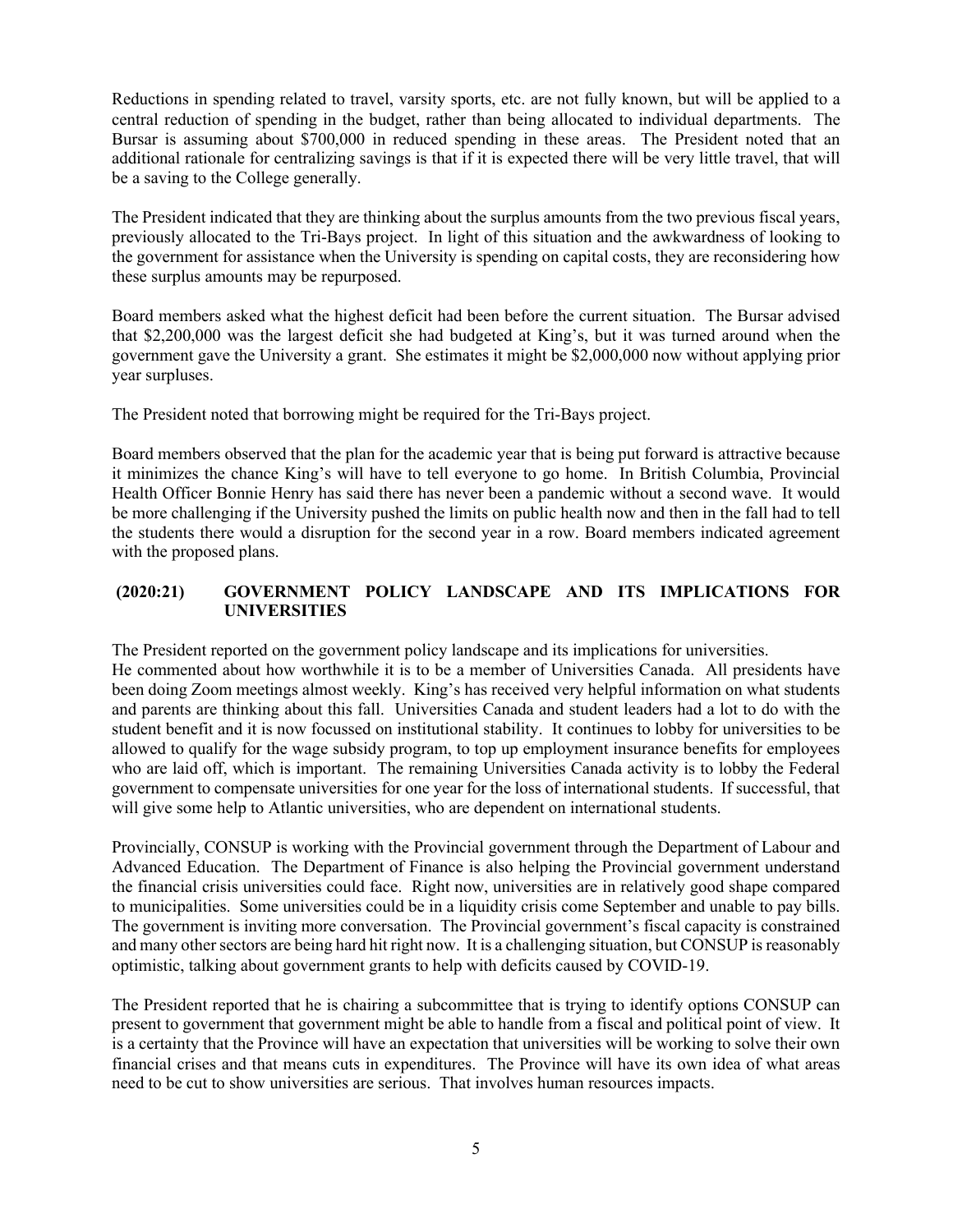Reductions in spending related to travel, varsity sports, etc. are not fully known, but will be applied to a central reduction of spending in the budget, rather than being allocated to individual departments. The Bursar is assuming about $700,000 in reduced spending in these areas. The President noted that an additional rationale for centralizing savings is that if it is expected there will be very little travel, that will be a saving to the College generally.

The President indicated that they are thinking about the surplus amounts from the two previous fiscal years, previously allocated to the Tri-Bays project. In light of this situation and the awkwardness of looking to the government for assistance when the University is spending on capital costs, they are reconsidering how these surplus amounts may be repurposed.

Board members asked what the highest deficit had been before the current situation. The Bursar advised that $2,200,000 was the largest deficit she had budgeted at King's, but it was turned around when the government gave the University a grant. She estimates it might be $2,000,000 now without applying prior year surpluses.

The President noted that borrowing might be required for the Tri-Bays project.

Board members observed that the plan for the academic year that is being put forward is attractive because it minimizes the chance King's will have to tell everyone to go home. In British Columbia, Provincial Health Officer Bonnie Henry has said there has never been a pandemic without a second wave. It would be more challenging if the University pushed the limits on public health now and then in the fall had to tell the students there would a disruption for the second year in a row. Board members indicated agreement with the proposed plans.

## (2020:21) GOVERNMENT POLICY LANDSCAPE AND ITS IMPLICATIONS FOR UNIVERSITIES

The President reported on the government policy landscape and its implications for universities.
He commented about how worthwhile it is to be a member of Universities Canada. All presidents have been doing Zoom meetings almost weekly. King's has received very helpful information on what students and parents are thinking about this fall. Universities Canada and student leaders had a lot to do with the student benefit and it is now focussed on institutional stability. It continues to lobby for universities to be allowed to qualify for the wage subsidy program, to top up employment insurance benefits for employees who are laid off, which is important. The remaining Universities Canada activity is to lobby the Federal government to compensate universities for one year for the loss of international students. If successful, that will give some help to Atlantic universities, who are dependent on international students.

Provincially, CONSUP is working with the Provincial government through the Department of Labour and Advanced Education. The Department of Finance is also helping the Provincial government understand the financial crisis universities could face. Right now, universities are in relatively good shape compared to municipalities. Some universities could be in a liquidity crisis come September and unable to pay bills. The government is inviting more conversation. The Provincial government's fiscal capacity is constrained and many other sectors are being hard hit right now. It is a challenging situation, but CONSUP is reasonably optimistic, talking about government grants to help with deficits caused by COVID-19.

The President reported that he is chairing a subcommittee that is trying to identify options CONSUP can present to government that government might be able to handle from a fiscal and political point of view. It is a certainty that the Province will have an expectation that universities will be working to solve their own financial crises and that means cuts in expenditures. The Province will have its own idea of what areas need to be cut to show universities are serious. That involves human resources impacts.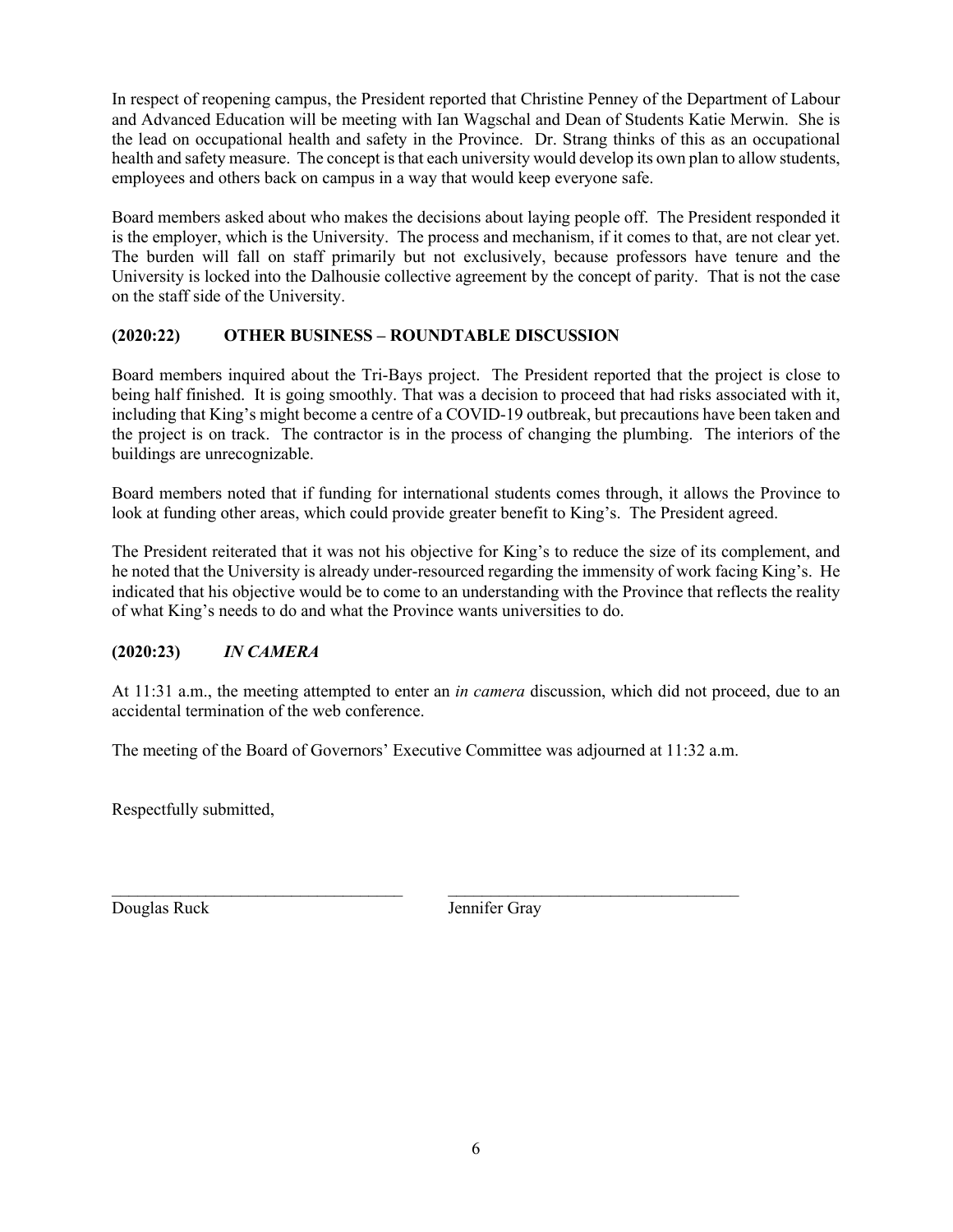In respect of reopening campus, the President reported that Christine Penney of the Department of Labour and Advanced Education will be meeting with Ian Wagschal and Dean of Students Katie Merwin. She is the lead on occupational health and safety in the Province. Dr. Strang thinks of this as an occupational health and safety measure. The concept is that each university would develop its own plan to allow students, employees and others back on campus in a way that would keep everyone safe.

Board members asked about who makes the decisions about laying people off. The President responded it is the employer, which is the University. The process and mechanism, if it comes to that, are not clear yet. The burden will fall on staff primarily but not exclusively, because professors have tenure and the University is locked into the Dalhousie collective agreement by the concept of parity. That is not the case on the staff side of the University.

## (2020:22) OTHER BUSINESS – ROUNDTABLE DISCUSSION

Board members inquired about the Tri-Bays project. The President reported that the project is close to being half finished. It is going smoothly. That was a decision to proceed that had risks associated with it, including that King's might become a centre of a COVID-19 outbreak, but precautions have been taken and the project is on track. The contractor is in the process of changing the plumbing. The interiors of the buildings are unrecognizable.

Board members noted that if funding for international students comes through, it allows the Province to look at funding other areas, which could provide greater benefit to King's. The President agreed.

The President reiterated that it was not his objective for King's to reduce the size of its complement, and he noted that the University is already under-resourced regarding the immensity of work facing King's. He indicated that his objective would be to come to an understanding with the Province that reflects the reality of what King's needs to do and what the Province wants universities to do.

## (2020:23) *IN CAMERA*

At 11:31 a.m., the meeting attempted to enter an *in camera* discussion, which did not proceed, due to an accidental termination of the web conference.

The meeting of the Board of Governors' Executive Committee was adjourned at 11:32 a.m.

Respectfully submitted,

\_\_\_\_\_\_\_\_\_\_\_\_\_\_\_\_\_\_\_\_\_\_\_\_\_\_\_\_\_\_\_\_\_\_\_
Douglas Ruck

\_\_\_\_\_\_\_\_\_\_\_\_\_\_\_\_\_\_\_\_\_\_\_\_\_\_\_\_\_\_\_\_\_\_\_
Jennifer Gray